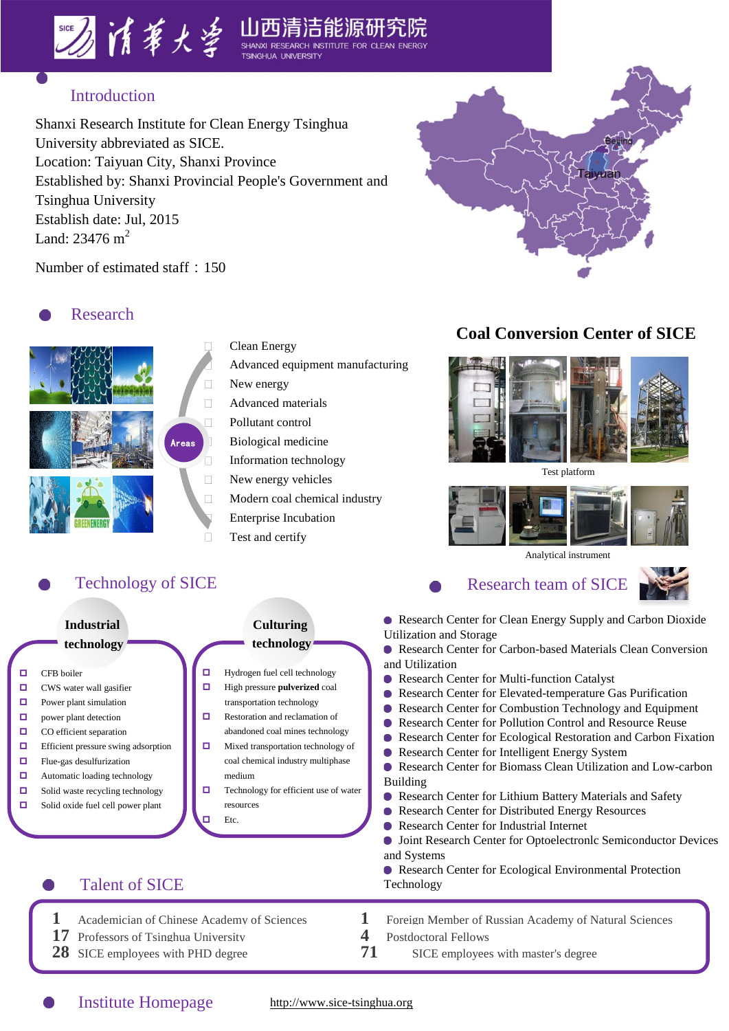# 山西清洁能源研究院

SHANXI RESEARCH INSTITUTE FOR CLEAN ENERGY TSINGHUA UNIVERSITY

## Introduction

Shanxi Research Institute for Clean Energy Tsinghua University abbreviated as SICE.
Location: Taiyuan City, Shanxi Province
Established by: Shanxi Provincial People's Government and Tsinghua University
Establish date: Jul, 2015
Land: 23476 $m^2$

Number of estimated staff：150

## Research

Areas

- Clean Energy
- Advanced equipment manufacturing
- New energy
- Advanced materials
- Pollutant control
- Biological medicine
- Information technology
- New energy vehicles
- Modern coal chemical industry
- Enterprise Incubation
- Test and certify

## Coal Conversion Center of SICE

Test platform

Analytical instrument

## Technology of SICE

### Industrial technology

- CFB boiler
- CWS water wall gasifier
- Power plant simulation
- power plant detection
- CO efficient separation
- Efficient pressure swing adsorption
- Flue-gas desulfurization
- Automatic loading technology
- Solid waste recycling technology
- Solid oxide fuel cell power plant

### Culturing technology

- Hydrogen fuel cell technology
- High pressure **pulverized** coal transportation technology
- Restoration and reclamation of abandoned coal mines technology
- Mixed transportation technology of coal chemical industry multiphase medium
- Technology for efficient use of water resources
- Etc.

## Research team of SICE

- Research Center for Clean Energy Supply and Carbon Dioxide Utilization and Storage
- Research Center for Carbon-based Materials Clean Conversion and Utilization
- Research Center for Multi-function Catalyst
- Research Center for Elevated-temperature Gas Purification
- Research Center for Combustion Technology and Equipment
- Research Center for Pollution Control and Resource Reuse
- Research Center for Ecological Restoration and Carbon Fixation
- Research Center for Intelligent Energy System
- Research Center for Biomass Clean Utilization and Low-carbon Building
- Research Center for Lithium Battery Materials and Safety
- Research Center for Distributed Energy Resources
- Research Center for Industrial Internet
- Joint Research Center for Optoelectronlc Semiconductor Devices and Systems
- Research Center for Ecological Environmental Protection Technology

## Talent of SICE

**1** Academician of Chinese Academy of Sciences
**17** Professors of Tsinghua University
**28** SICE employees with PHD degree
**1** Foreign Member of Russian Academy of Natural Sciences
**4** Postdoctoral Fellows
**71** SICE employees with master's degree

## Institute Homepage

http://www.sice-tsinghua.org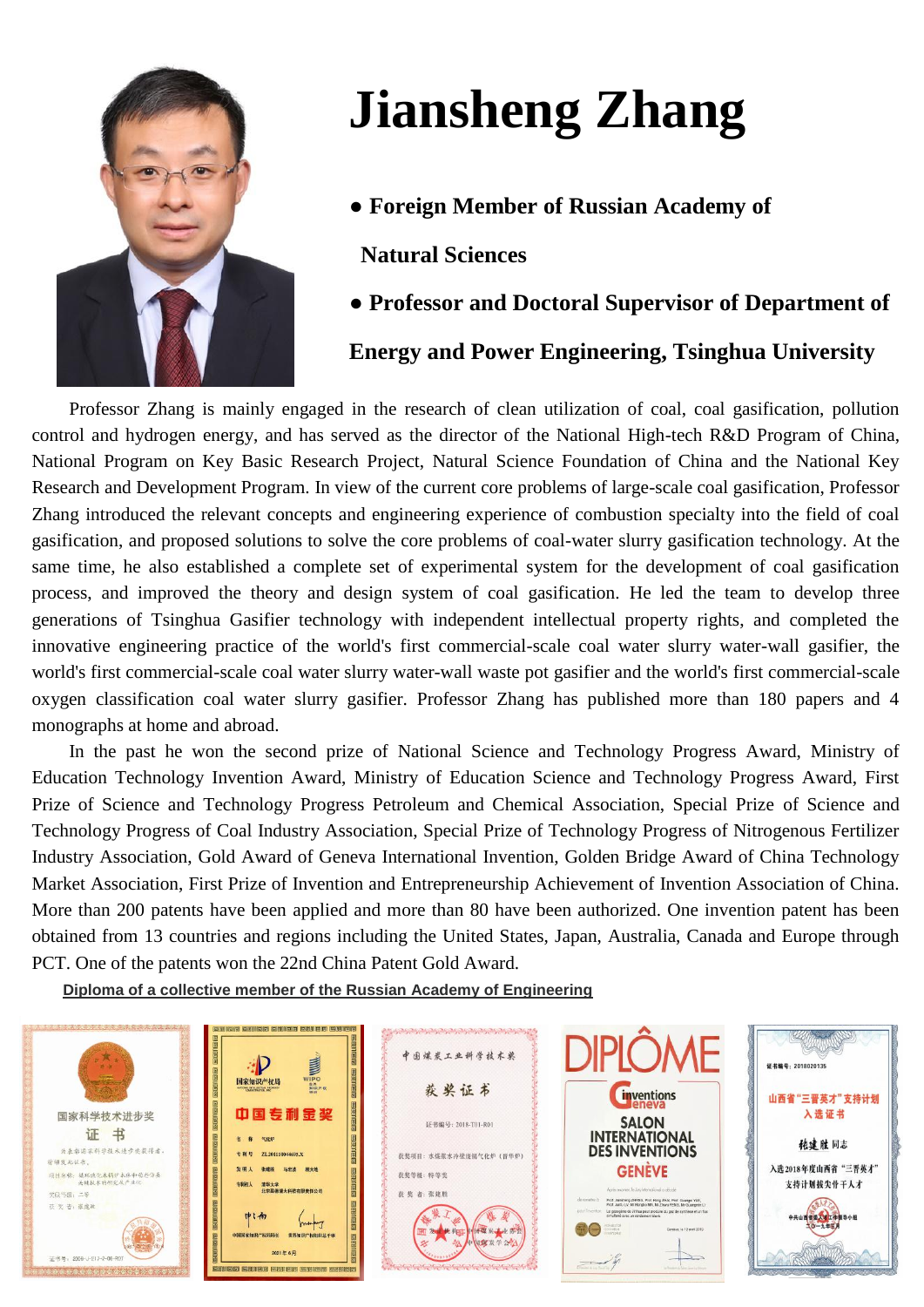# Jiansheng Zhang

- **Foreign Member of Russian Academy of Natural Sciences**
- **Professor and Doctoral Supervisor of Department of Energy and Power Engineering, Tsinghua University**

Professor Zhang is mainly engaged in the research of clean utilization of coal, coal gasification, pollution control and hydrogen energy, and has served as the director of the National High-tech R&D Program of China, National Program on Key Basic Research Project, Natural Science Foundation of China and the National Key Research and Development Program. In view of the current core problems of large-scale coal gasification, Professor Zhang introduced the relevant concepts and engineering experience of combustion specialty into the field of coal gasification, and proposed solutions to solve the core problems of coal-water slurry gasification technology. At the same time, he also established a complete set of experimental system for the development of coal gasification process, and improved the theory and design system of coal gasification. He led the team to develop three generations of Tsinghua Gasifier technology with independent intellectual property rights, and completed the innovative engineering practice of the world's first commercial-scale coal water slurry water-wall gasifier, the world's first commercial-scale coal water slurry water-wall waste pot gasifier and the world's first commercial-scale oxygen classification coal water slurry gasifier. Professor Zhang has published more than 180 papers and 4 monographs at home and abroad.

In the past he won the second prize of National Science and Technology Progress Award, Ministry of Education Technology Invention Award, Ministry of Education Science and Technology Progress Award, First Prize of Science and Technology Progress Petroleum and Chemical Association, Special Prize of Science and Technology Progress of Coal Industry Association, Special Prize of Technology Progress of Nitrogenous Fertilizer Industry Association, Gold Award of Geneva International Invention, Golden Bridge Award of China Technology Market Association, First Prize of Invention and Entrepreneurship Achievement of Invention Association of China. More than 200 patents have been applied and more than 80 have been authorized. One invention patent has been obtained from 13 countries and regions including the United States, Japan, Australia, Canada and Europe through PCT. One of the patents won the 22nd China Patent Gold Award.

Diploma of a collective member of the Russian Academy of Engineering